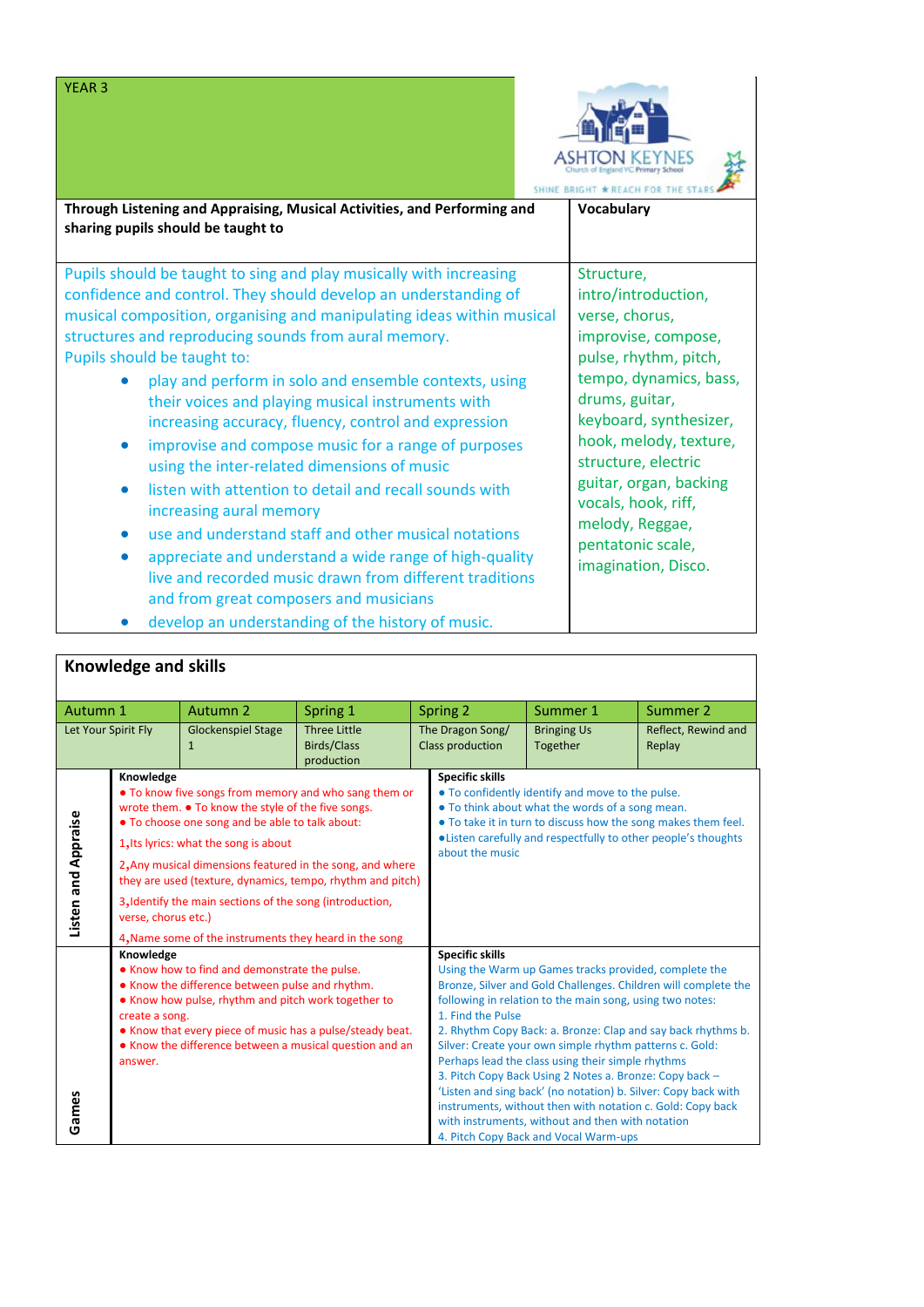| YEAR 3 | ASHTON KEYNES Church of England VC Primary School — SHINE BRIGHT ★ REACH FOR THE STARS |
|---|---|
| **Through Listening and Appraising, Musical Activities, and Performing and sharing pupils should be taught to** | **Vocabulary** |
| Pupils should be taught to sing and play musically with increasing confidence and control. They should develop an understanding of musical composition, organising and manipulating ideas within musical structures and reproducing sounds from aural memory.<br>Pupils should be taught to:<br>• play and perform in solo and ensemble contexts, using their voices and playing musical instruments with increasing accuracy, fluency, control and expression<br>• improvise and compose music for a range of purposes using the inter-related dimensions of music<br>• listen with attention to detail and recall sounds with increasing aural memory<br>• use and understand staff and other musical notations<br>• appreciate and understand a wide range of high-quality live and recorded music drawn from different traditions and from great composers and musicians<br>• develop an understanding of the history of music. | Structure, intro/introduction, verse, chorus, improvise, compose, pulse, rhythm, pitch, tempo, dynamics, bass, drums, guitar, keyboard, synthesizer, hook, melody, texture, structure, electric guitar, organ, backing vocals, hook, riff, melody, Reggae, pentatonic scale, imagination, Disco. |

## Knowledge and skills

| Autumn 1 | Autumn 2 | Spring 1 | Spring 2 | Summer 1 | Summer 2 |
|---|---|---|---|---|---|
| Let Your Spirit Fly | Glockenspiel Stage 1 | Three Little Birds/Class production | The Dragon Song/ Class production | Bringing Us Together | Reflect, Rewind and Replay |

| | Knowledge | Specific skills |
|---|---|---|
| **Listen and Appraise** | • To know five songs from memory and who sang them or wrote them. • To know the style of the five songs.<br>• To choose one song and be able to talk about:<br>1, Its lyrics: what the song is about<br>2, Any musical dimensions featured in the song, and where they are used (texture, dynamics, tempo, rhythm and pitch)<br>3, Identify the main sections of the song (introduction, verse, chorus etc.)<br>4, Name some of the instruments they heard in the song | • To confidently identify and move to the pulse.<br>• To think about what the words of a song mean.<br>• To take it in turn to discuss how the song makes them feel.<br>• Listen carefully and respectfully to other people's thoughts about the music |
| **Games** | • Know how to find and demonstrate the pulse.<br>• Know the difference between pulse and rhythm.<br>• Know how pulse, rhythm and pitch work together to create a song.<br>• Know that every piece of music has a pulse/steady beat.<br>• Know the difference between a musical question and an answer. | Using the Warm up Games tracks provided, complete the Bronze, Silver and Gold Challenges. Children will complete the following in relation to the main song, using two notes:<br>1. Find the Pulse<br>2. Rhythm Copy Back: a. Bronze: Clap and say back rhythms b. Silver: Create your own simple rhythm patterns c. Gold: Perhaps lead the class using their simple rhythms<br>3. Pitch Copy Back Using 2 Notes a. Bronze: Copy back – 'Listen and sing back' (no notation) b. Silver: Copy back with instruments, without then with notation c. Gold: Copy back with instruments, without and then with notation<br>4. Pitch Copy Back and Vocal Warm-ups |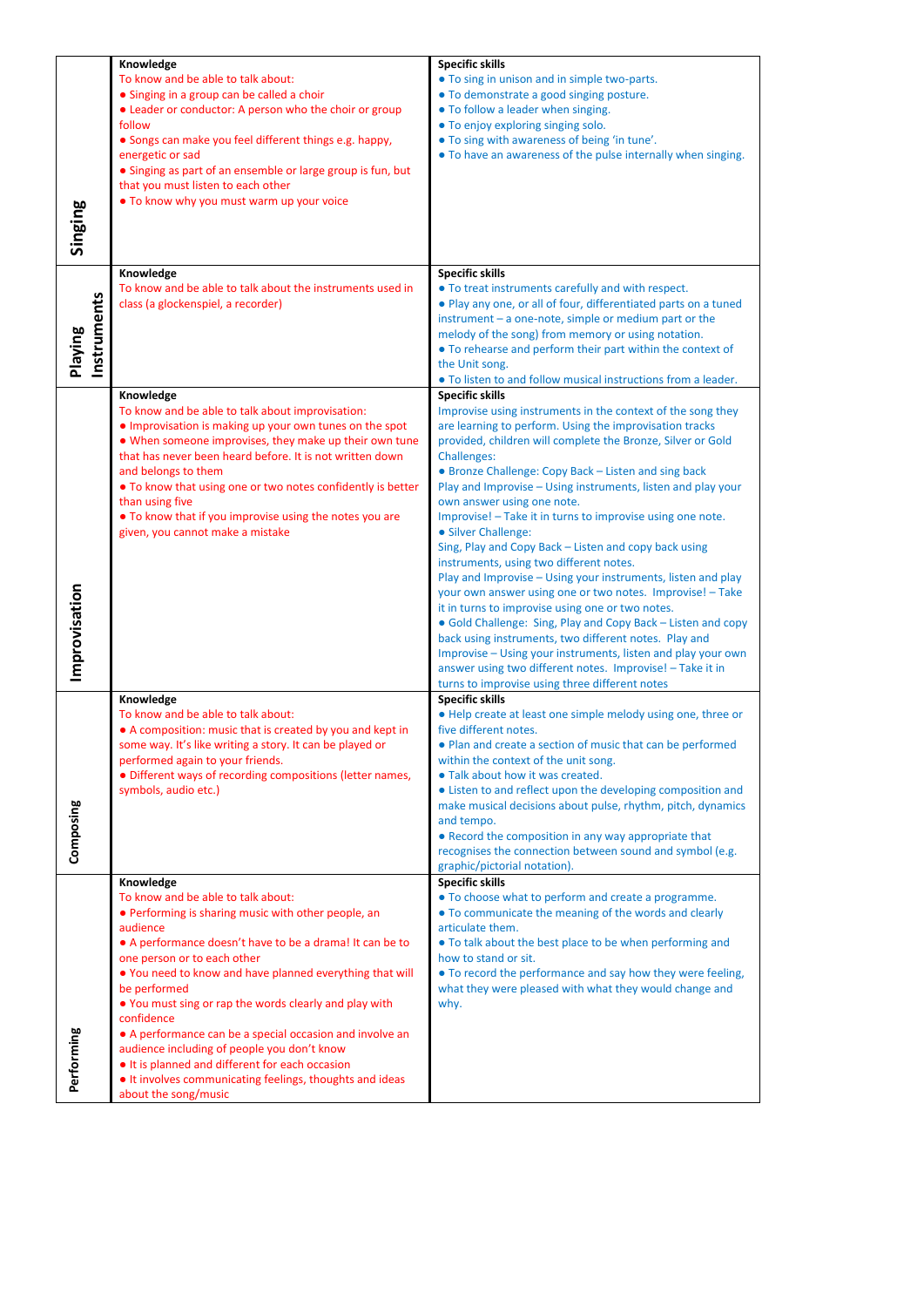| | | |
|---|---|---|
| **Singing** | **Knowledge**<br>To know and be able to talk about:<br>● Singing in a group can be called a choir<br>● Leader or conductor: A person who the choir or group follow<br>● Songs can make you feel different things e.g. happy, energetic or sad<br>● Singing as part of an ensemble or large group is fun, but that you must listen to each other<br>● To know why you must warm up your voice | **Specific skills**<br>● To sing in unison and in simple two-parts.<br>● To demonstrate a good singing posture.<br>● To follow a leader when singing.<br>● To enjoy exploring singing solo.<br>● To sing with awareness of being 'in tune'.<br>● To have an awareness of the pulse internally when singing. |
| **Playing Instruments** | **Knowledge**<br>To know and be able to talk about the instruments used in class (a glockenspiel, a recorder) | **Specific skills**<br>● To treat instruments carefully and with respect.<br>● Play any one, or all of four, differentiated parts on a tuned instrument – a one-note, simple or medium part or the melody of the song) from memory or using notation.<br>● To rehearse and perform their part within the context of the Unit song.<br>● To listen to and follow musical instructions from a leader. |
| **Improvisation** | **Knowledge**<br>To know and be able to talk about improvisation:<br>● Improvisation is making up your own tunes on the spot<br>● When someone improvises, they make up their own tune that has never been heard before. It is not written down and belongs to them<br>● To know that using one or two notes confidently is better than using five<br>● To know that if you improvise using the notes you are given, you cannot make a mistake | **Specific skills**<br>Improvise using instruments in the context of the song they are learning to perform. Using the improvisation tracks provided, children will complete the Bronze, Silver or Gold Challenges:<br>● Bronze Challenge: Copy Back – Listen and sing back<br>Play and Improvise – Using instruments, listen and play your own answer using one note.<br>Improvise! – Take it in turns to improvise using one note.<br>● Silver Challenge:<br>Sing, Play and Copy Back – Listen and copy back using instruments, using two different notes.<br>Play and Improvise – Using your instruments, listen and play your own answer using one or two notes. Improvise! – Take it in turns to improvise using one or two notes.<br>● Gold Challenge: Sing, Play and Copy Back – Listen and copy back using instruments, two different notes. Play and Improvise – Using your instruments, listen and play your own answer using two different notes. Improvise! – Take it in turns to improvise using three different notes |
| **Composing** | **Knowledge**<br>To know and be able to talk about:<br>● A composition: music that is created by you and kept in some way. It's like writing a story. It can be played or performed again to your friends.<br>● Different ways of recording compositions (letter names, symbols, audio etc.) | **Specific skills**<br>● Help create at least one simple melody using one, three or five different notes.<br>● Plan and create a section of music that can be performed within the context of the unit song.<br>● Talk about how it was created.<br>● Listen to and reflect upon the developing composition and make musical decisions about pulse, rhythm, pitch, dynamics and tempo.<br>● Record the composition in any way appropriate that recognises the connection between sound and symbol (e.g. graphic/pictorial notation). |
| **Performing** | **Knowledge**<br>To know and be able to talk about:<br>● Performing is sharing music with other people, an audience<br>● A performance doesn't have to be a drama! It can be to one person or to each other<br>● You need to know and have planned everything that will be performed<br>● You must sing or rap the words clearly and play with confidence<br>● A performance can be a special occasion and involve an audience including of people you don't know<br>● It is planned and different for each occasion<br>● It involves communicating feelings, thoughts and ideas about the song/music | **Specific skills**<br>● To choose what to perform and create a programme.<br>● To communicate the meaning of the words and clearly articulate them.<br>● To talk about the best place to be when performing and how to stand or sit.<br>● To record the performance and say how they were feeling, what they were pleased with what they would change and why. |